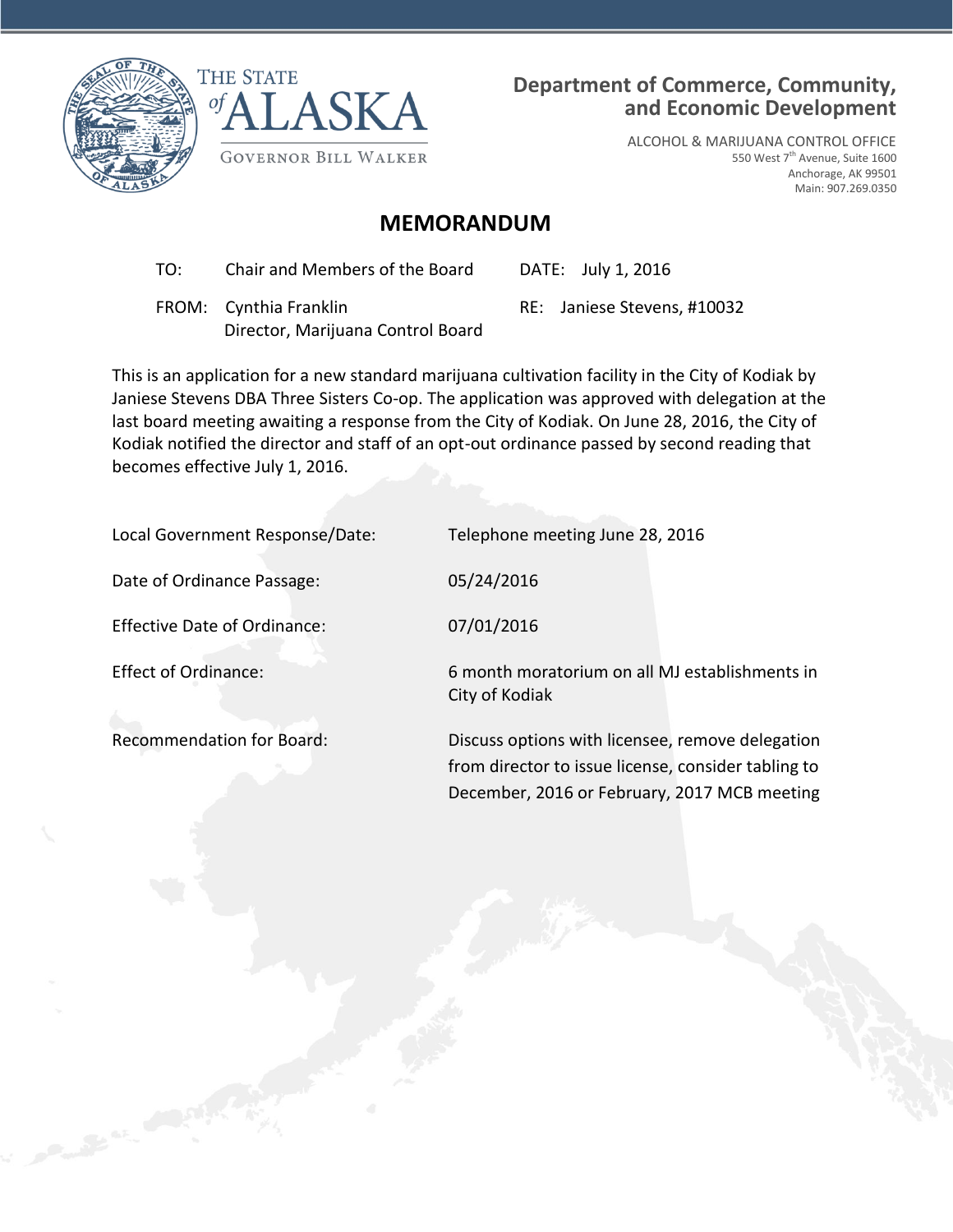THE STATE of ALASKA

GOVERNOR BILL WALKER

**Department of Commerce, Community, and Economic Development**

ALCOHOL & MARIJUANA CONTROL OFFICE
550 West 7th Avenue, Suite 1600
Anchorage, AK 99501
Main: 907.269.0350

# MEMORANDUM

| | | | |
|---|---|---|---|
| TO: | Chair and Members of the Board | DATE: | July 1, 2016 |
| FROM: | Cynthia Franklin<br>Director, Marijuana Control Board | RE: | Janiese Stevens, #10032 |

This is an application for a new standard marijuana cultivation facility in the City of Kodiak by Janiese Stevens DBA Three Sisters Co-op. The application was approved with delegation at the last board meeting awaiting a response from the City of Kodiak. On June 28, 2016, the City of Kodiak notified the director and staff of an opt-out ordinance passed by second reading that becomes effective July 1, 2016.

| | |
|---|---|
| Local Government Response/Date: | Telephone meeting June 28, 2016 |
| Date of Ordinance Passage: | 05/24/2016 |
| Effective Date of Ordinance: | 07/01/2016 |
| Effect of Ordinance: | 6 month moratorium on all MJ establishments in City of Kodiak |
| Recommendation for Board: | Discuss options with licensee, remove delegation from director to issue license, consider tabling to December, 2016 or February, 2017 MCB meeting |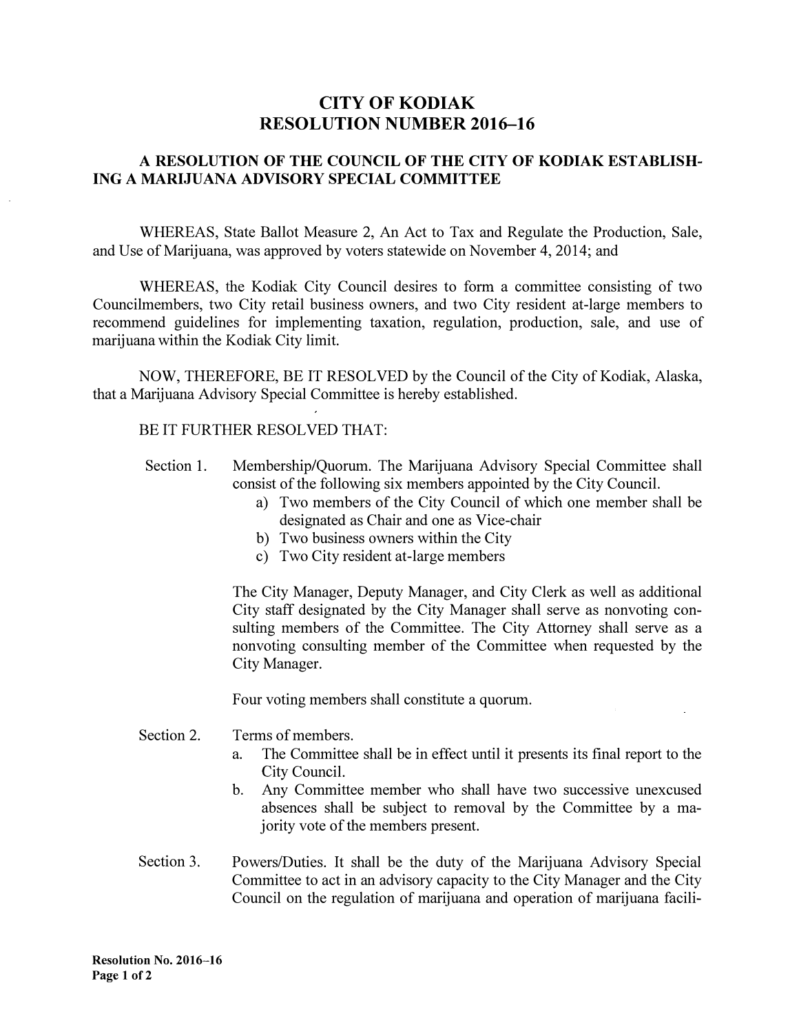# CITY OF KODIAK
# RESOLUTION NUMBER 2016–16

## A RESOLUTION OF THE COUNCIL OF THE CITY OF KODIAK ESTABLISHING A MARIJUANA ADVISORY SPECIAL COMMITTEE

WHEREAS, State Ballot Measure 2, An Act to Tax and Regulate the Production, Sale, and Use of Marijuana, was approved by voters statewide on November 4, 2014; and

WHEREAS, the Kodiak City Council desires to form a committee consisting of two Councilmembers, two City retail business owners, and two City resident at-large members to recommend guidelines for implementing taxation, regulation, production, sale, and use of marijuana within the Kodiak City limit.

NOW, THEREFORE, BE IT RESOLVED by the Council of the City of Kodiak, Alaska, that a Marijuana Advisory Special Committee is hereby established.

BE IT FURTHER RESOLVED THAT:

Section 1. Membership/Quorum. The Marijuana Advisory Special Committee shall consist of the following six members appointed by the City Council.

a) Two members of the City Council of which one member shall be designated as Chair and one as Vice-chair
b) Two business owners within the City
c) Two City resident at-large members

The City Manager, Deputy Manager, and City Clerk as well as additional City staff designated by the City Manager shall serve as nonvoting consulting members of the Committee. The City Attorney shall serve as a nonvoting consulting member of the Committee when requested by the City Manager.

Four voting members shall constitute a quorum.

Section 2. Terms of members.

a. The Committee shall be in effect until it presents its final report to the City Council.
b. Any Committee member who shall have two successive unexcused absences shall be subject to removal by the Committee by a majority vote of the members present.

Section 3. Powers/Duties. It shall be the duty of the Marijuana Advisory Special Committee to act in an advisory capacity to the City Manager and the City Council on the regulation of marijuana and operation of marijuana facili-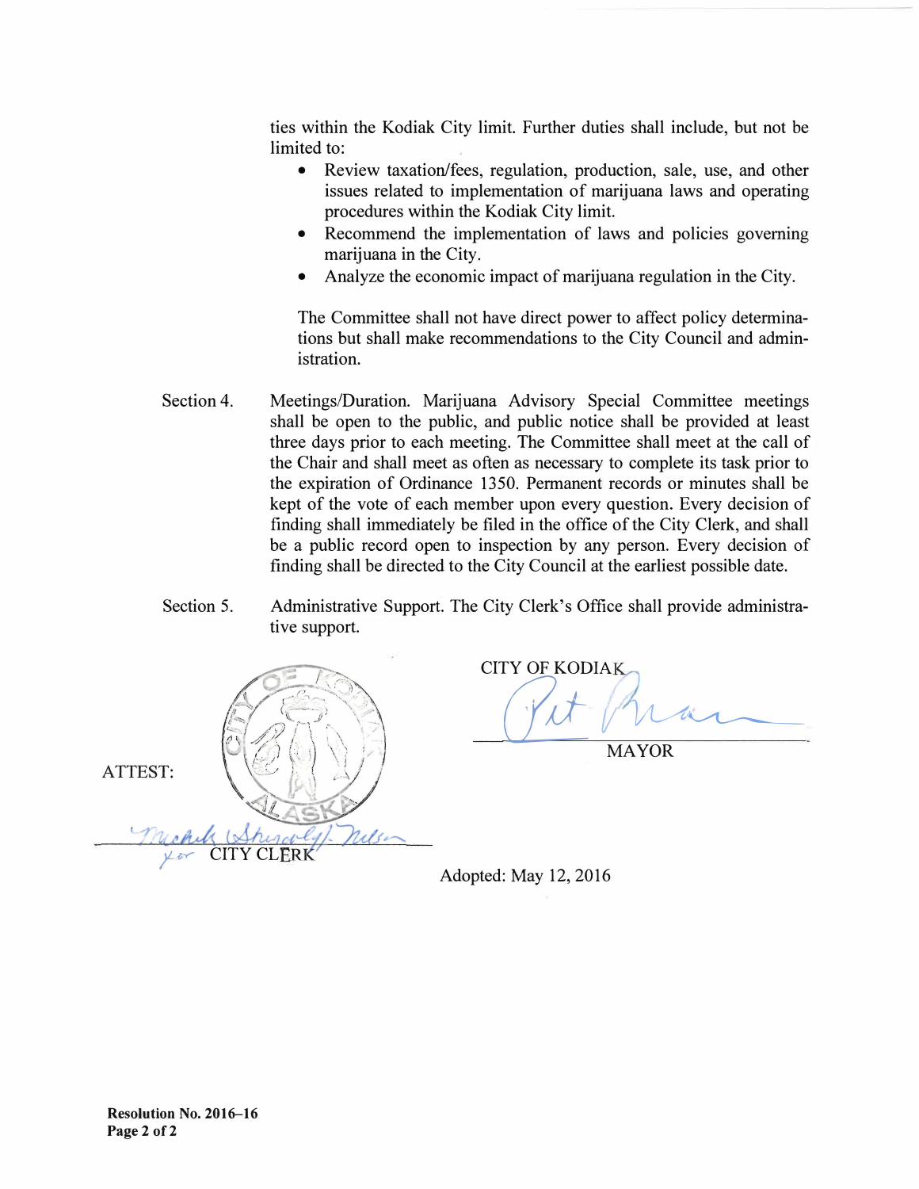ties within the Kodiak City limit. Further duties shall include, but not be limited to:

- Review taxation/fees, regulation, production, sale, use, and other issues related to implementation of marijuana laws and operating procedures within the Kodiak City limit.
- Recommend the implementation of laws and policies governing marijuana in the City.
- Analyze the economic impact of marijuana regulation in the City.

The Committee shall not have direct power to affect policy determinations but shall make recommendations to the City Council and administration.

Section 4. Meetings/Duration. Marijuana Advisory Special Committee meetings shall be open to the public, and public notice shall be provided at least three days prior to each meeting. The Committee shall meet at the call of the Chair and shall meet as often as necessary to complete its task prior to the expiration of Ordinance 1350. Permanent records or minutes shall be kept of the vote of each member upon every question. Every decision of finding shall immediately be filed in the office of the City Clerk, and shall be a public record open to inspection by any person. Every decision of finding shall be directed to the City Council at the earliest possible date.

Section 5. Administrative Support. The City Clerk's Office shall provide administrative support.

CITY OF KODIAK

MAYOR

ATTEST:

for CITY CLERK

Adopted: May 12, 2016

**Resolution No. 2016–16**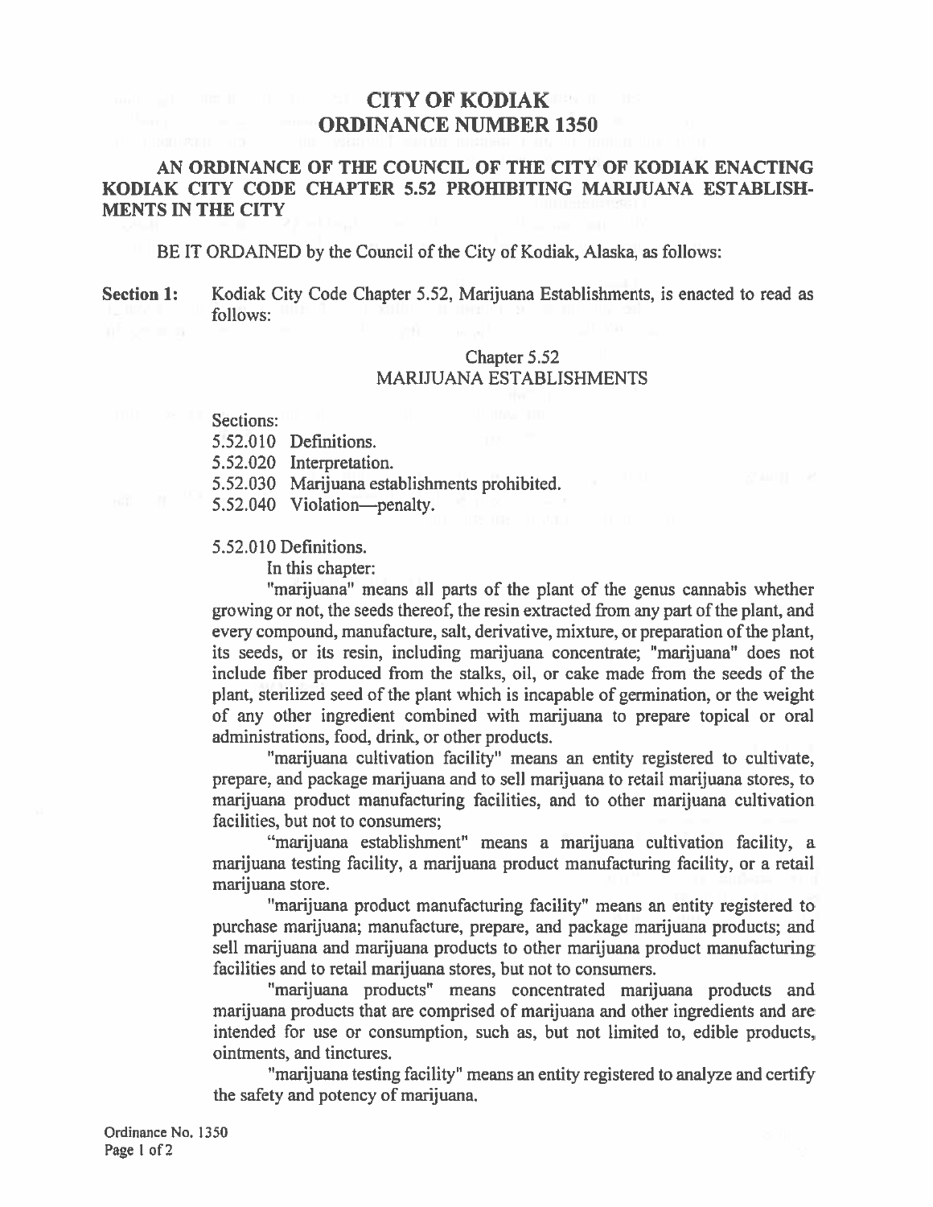# CITY OF KODIAK
# ORDINANCE NUMBER 1350

**AN ORDINANCE OF THE COUNCIL OF THE CITY OF KODIAK ENACTING KODIAK CITY CODE CHAPTER 5.52 PROHIBITING MARIJUANA ESTABLISHMENTS IN THE CITY**

BE IT ORDAINED by the Council of the City of Kodiak, Alaska, as follows:

**Section 1:** Kodiak City Code Chapter 5.52, Marijuana Establishments, is enacted to read as follows:

Chapter 5.52
MARIJUANA ESTABLISHMENTS

Sections:

5.52.010 Definitions.
5.52.020 Interpretation.
5.52.030 Marijuana establishments prohibited.
5.52.040 Violation—penalty.

5.52.010 Definitions.

In this chapter:

"marijuana" means all parts of the plant of the genus cannabis whether growing or not, the seeds thereof, the resin extracted from any part of the plant, and every compound, manufacture, salt, derivative, mixture, or preparation of the plant, its seeds, or its resin, including marijuana concentrate; "marijuana" does not include fiber produced from the stalks, oil, or cake made from the seeds of the plant, sterilized seed of the plant which is incapable of germination, or the weight of any other ingredient combined with marijuana to prepare topical or oral administrations, food, drink, or other products.

"marijuana cultivation facility" means an entity registered to cultivate, prepare, and package marijuana and to sell marijuana to retail marijuana stores, to marijuana product manufacturing facilities, and to other marijuana cultivation facilities, but not to consumers;

"marijuana establishment" means a marijuana cultivation facility, a marijuana testing facility, a marijuana product manufacturing facility, or a retail marijuana store.

"marijuana product manufacturing facility" means an entity registered to purchase marijuana; manufacture, prepare, and package marijuana products; and sell marijuana and marijuana products to other marijuana product manufacturing facilities and to retail marijuana stores, but not to consumers.

"marijuana products" means concentrated marijuana products and marijuana products that are comprised of marijuana and other ingredients and are intended for use or consumption, such as, but not limited to, edible products, ointments, and tinctures.

"marijuana testing facility" means an entity registered to analyze and certify the safety and potency of marijuana.

Ordinance No. 1350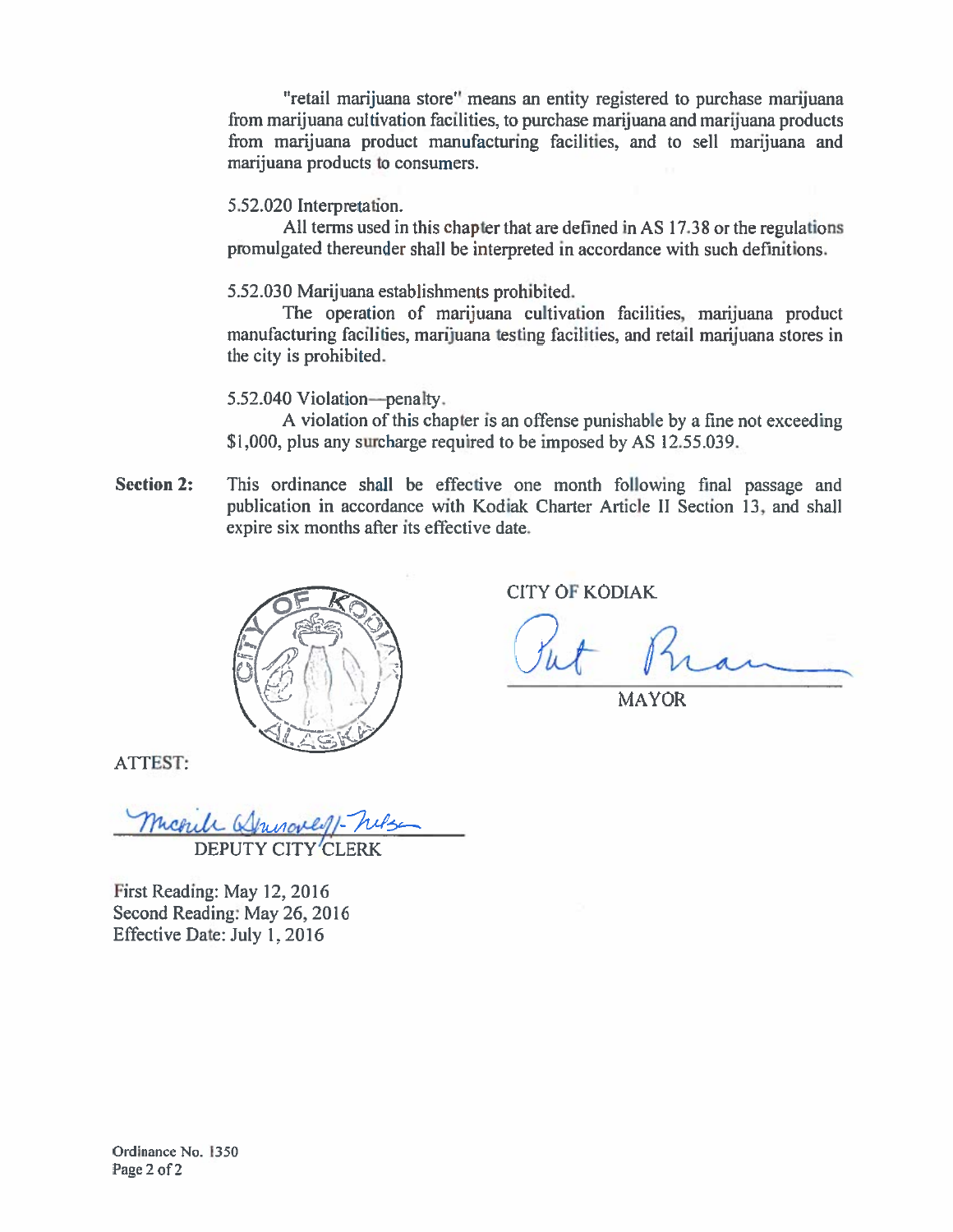"retail marijuana store" means an entity registered to purchase marijuana from marijuana cultivation facilities, to purchase marijuana and marijuana products from marijuana product manufacturing facilities, and to sell marijuana and marijuana products to consumers.

5.52.020 Interpretation.

All terms used in this chapter that are defined in AS 17.38 or the regulations promulgated thereunder shall be interpreted in accordance with such definitions.

5.52.030 Marijuana establishments prohibited.

The operation of marijuana cultivation facilities, marijuana product manufacturing facilities, marijuana testing facilities, and retail marijuana stores in the city is prohibited.

5.52.040 Violation—penalty.

A violation of this chapter is an offense punishable by a fine not exceeding $1,000, plus any surcharge required to be imposed by AS 12.55.039.

**Section 2:** This ordinance shall be effective one month following final passage and publication in accordance with Kodiak Charter Article II Section 13, and shall expire six months after its effective date.

CITY OF KODIAK

MAYOR

ATTEST:

DEPUTY CITY CLERK

First Reading: May 12, 2016
Second Reading: May 26, 2016
Effective Date: July 1, 2016

Ordinance No. 1350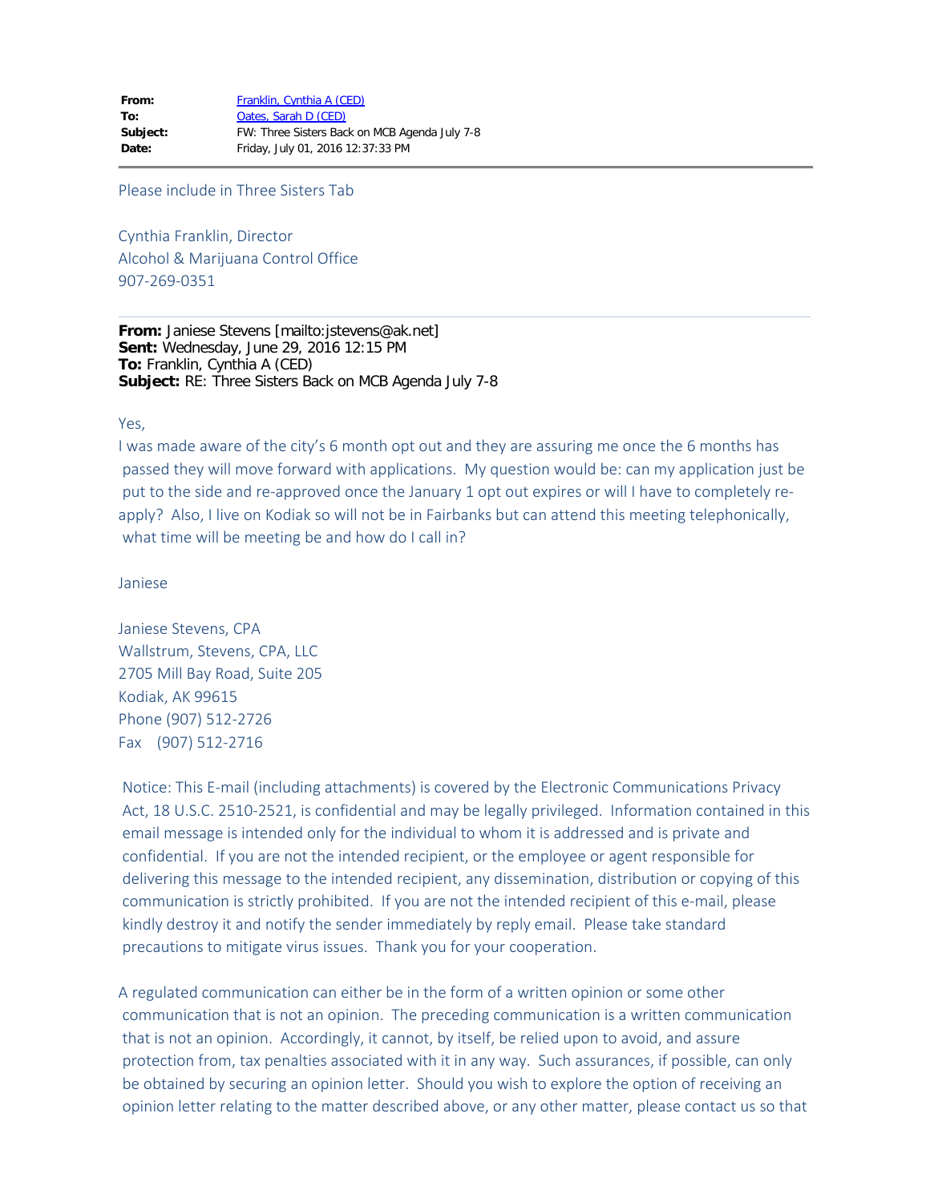| | |
|---|---|
| **From:** | Franklin, Cynthia A (CED) |
| **To:** | Oates, Sarah D (CED) |
| **Subject:** | FW: Three Sisters Back on MCB Agenda July 7-8 |
| **Date:** | Friday, July 01, 2016 12:37:33 PM |

---

Please include in Three Sisters Tab

Cynthia Franklin, Director
Alcohol & Marijuana Control Office
907-269-0351

---

**From:** Janiese Stevens [mailto:jstevens@ak.net]
**Sent:** Wednesday, June 29, 2016 12:15 PM
**To:** Franklin, Cynthia A (CED)
**Subject:** RE: Three Sisters Back on MCB Agenda July 7-8

Yes,
I was made aware of the city's 6 month opt out and they are assuring me once the 6 months has passed they will move forward with applications. My question would be: can my application just be put to the side and re-approved once the January 1 opt out expires or will I have to completely re-apply? Also, I live on Kodiak so will not be in Fairbanks but can attend this meeting telephonically, what time will be meeting be and how do I call in?

Janiese

Janiese Stevens, CPA
Wallstrum, Stevens, CPA, LLC
2705 Mill Bay Road, Suite 205
Kodiak, AK 99615
Phone (907) 512-2726
Fax (907) 512-2716

Notice: This E-mail (including attachments) is covered by the Electronic Communications Privacy Act, 18 U.S.C. 2510-2521, is confidential and may be legally privileged. Information contained in this email message is intended only for the individual to whom it is addressed and is private and confidential. If you are not the intended recipient, or the employee or agent responsible for delivering this message to the intended recipient, any dissemination, distribution or copying of this communication is strictly prohibited. If you are not the intended recipient of this e-mail, please kindly destroy it and notify the sender immediately by reply email. Please take standard precautions to mitigate virus issues. Thank you for your cooperation.

A regulated communication can either be in the form of a written opinion or some other communication that is not an opinion. The preceding communication is a written communication that is not an opinion. Accordingly, it cannot, by itself, be relied upon to avoid, and assure protection from, tax penalties associated with it in any way. Such assurances, if possible, can only be obtained by securing an opinion letter. Should you wish to explore the option of receiving an opinion letter relating to the matter described above, or any other matter, please contact us so that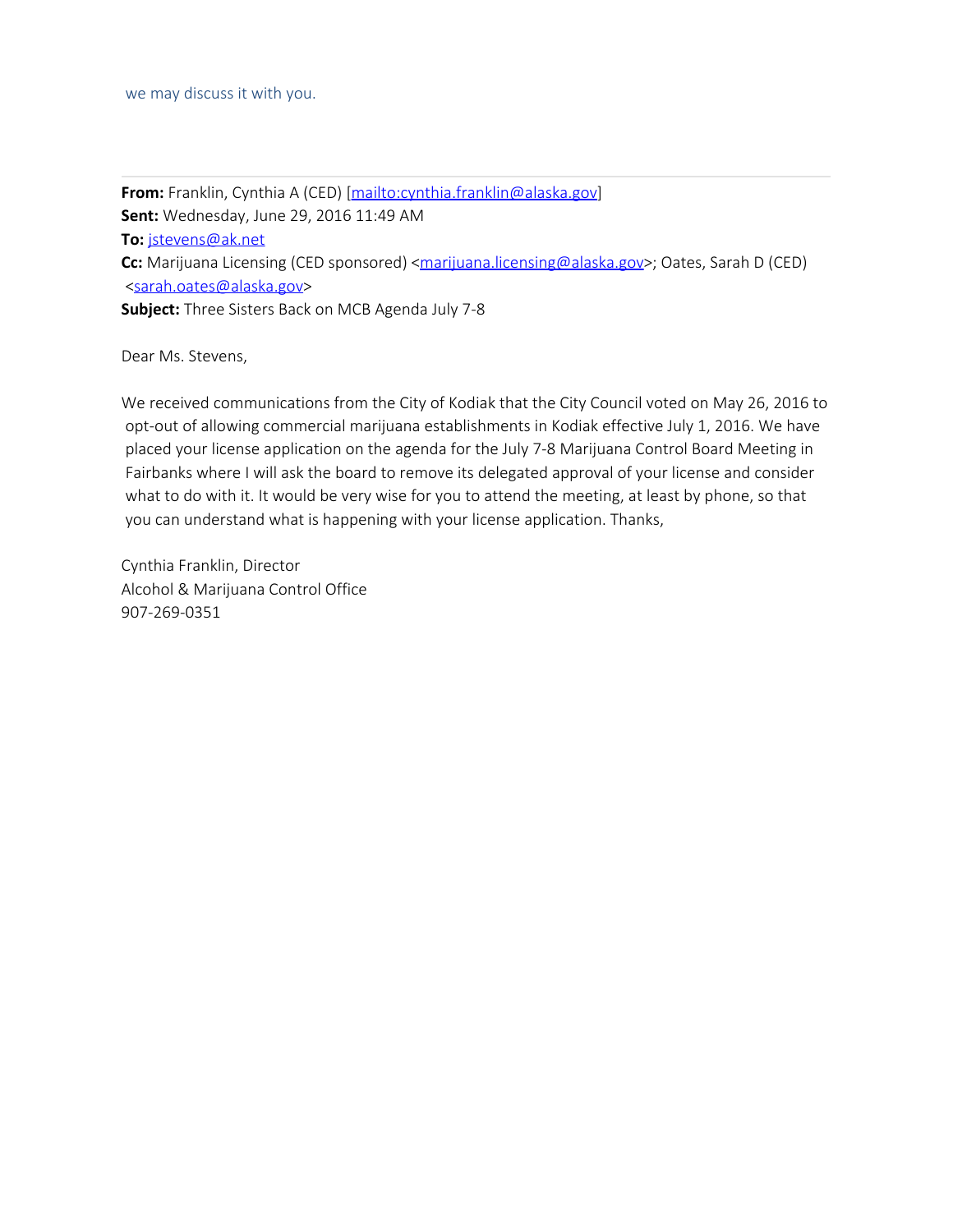we may discuss it with you.

---

**From:** Franklin, Cynthia A (CED) [mailto:cynthia.franklin@alaska.gov]
**Sent:** Wednesday, June 29, 2016 11:49 AM
**To:** jstevens@ak.net
**Cc:** Marijuana Licensing (CED sponsored) <marijuana.licensing@alaska.gov>; Oates, Sarah D (CED) <sarah.oates@alaska.gov>
**Subject:** Three Sisters Back on MCB Agenda July 7-8

Dear Ms. Stevens,

We received communications from the City of Kodiak that the City Council voted on May 26, 2016 to opt-out of allowing commercial marijuana establishments in Kodiak effective July 1, 2016. We have placed your license application on the agenda for the July 7-8 Marijuana Control Board Meeting in Fairbanks where I will ask the board to remove its delegated approval of your license and consider what to do with it. It would be very wise for you to attend the meeting, at least by phone, so that you can understand what is happening with your license application. Thanks,

Cynthia Franklin, Director
Alcohol & Marijuana Control Office
907-269-0351